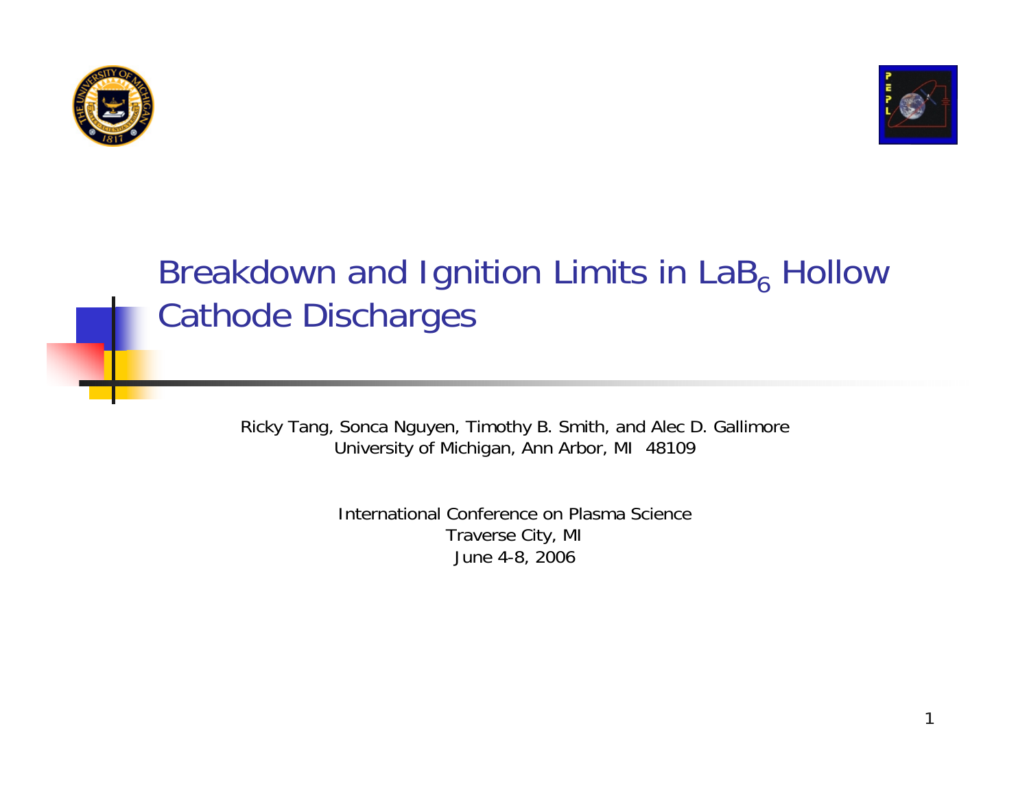# Breakdown and Ignition Limits in $LaB_6$ Hollow Cathode Discharges

Ricky Tang, Sonca Nguyen, Timothy B. Smith, and Alec D. Gallimore
University of Michigan, Ann Arbor, MI 48109

International Conference on Plasma Science
Traverse City, MI
June 4-8, 2006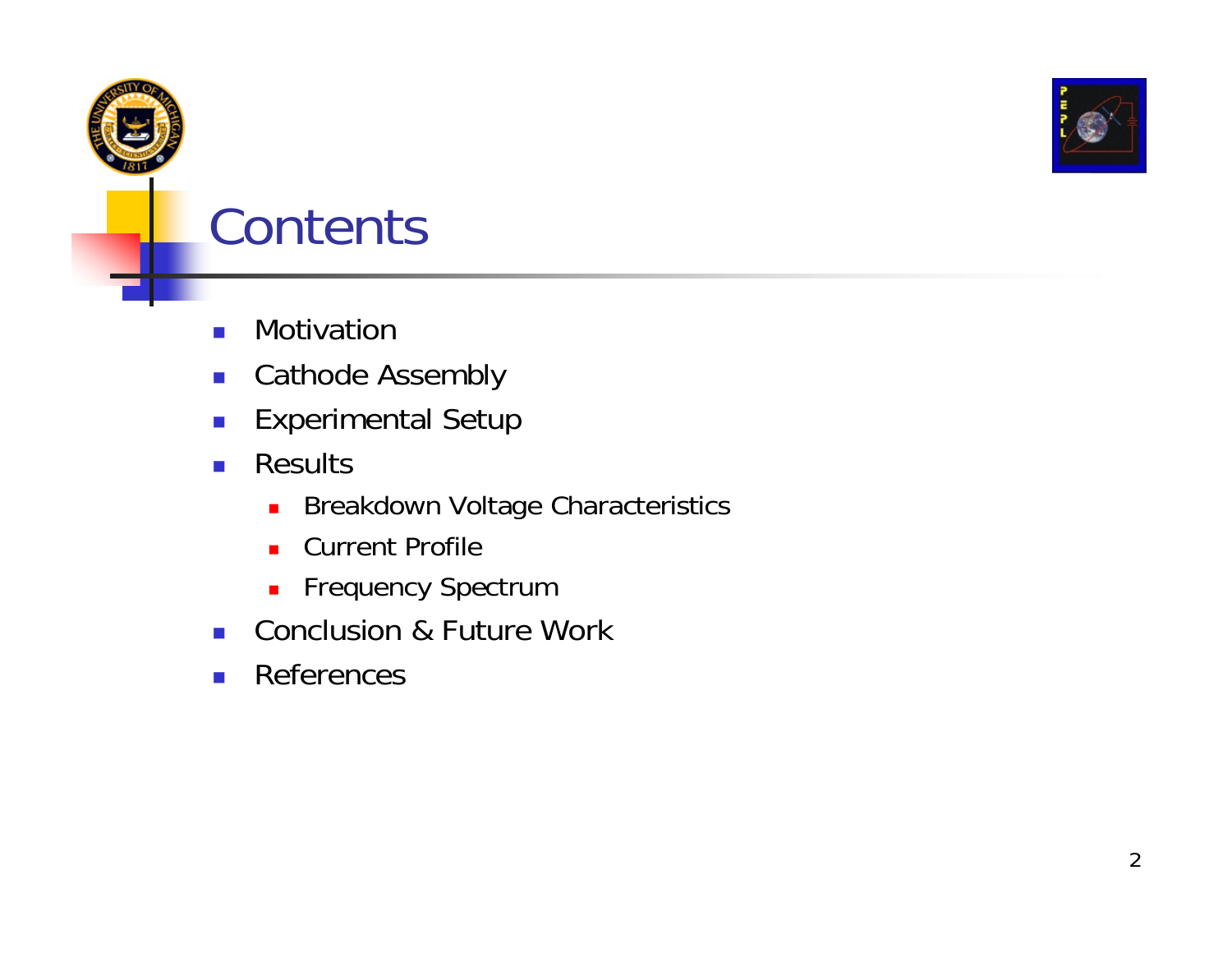# Contents

- Motivation
- Cathode Assembly
- Experimental Setup
- Results
  - Breakdown Voltage Characteristics
  - Current Profile
  - Frequency Spectrum
- Conclusion & Future Work
- References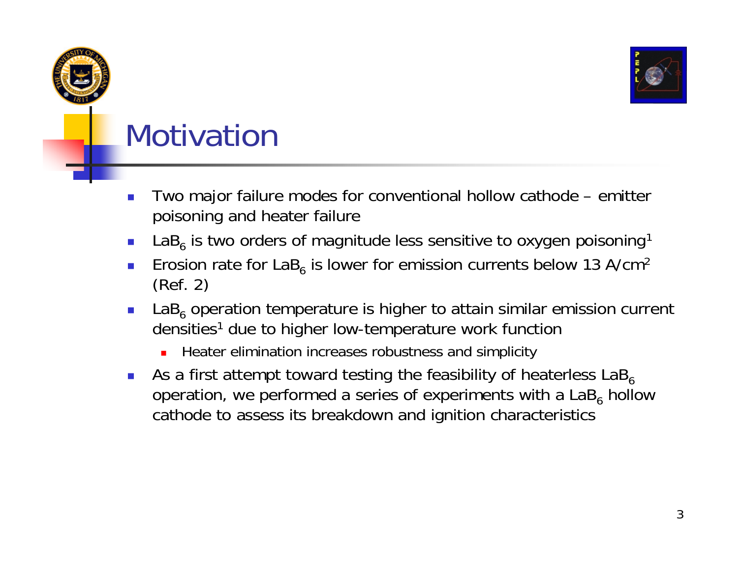# Motivation

- Two major failure modes for conventional hollow cathode – emitter poisoning and heater failure
- $LaB_6$ is two orders of magnitude less sensitive to oxygen poisoning[1]
- Erosion rate for $LaB_6$ is lower for emission currents below 13 $A/cm^2$ (Ref. 2)
- $LaB_6$ operation temperature is higher to attain similar emission current densities[1] due to higher low-temperature work function
  - Heater elimination increases robustness and simplicity
- As a first attempt toward testing the feasibility of heaterless $LaB_6$ operation, we performed a series of experiments with a $LaB_6$ hollow cathode to assess its breakdown and ignition characteristics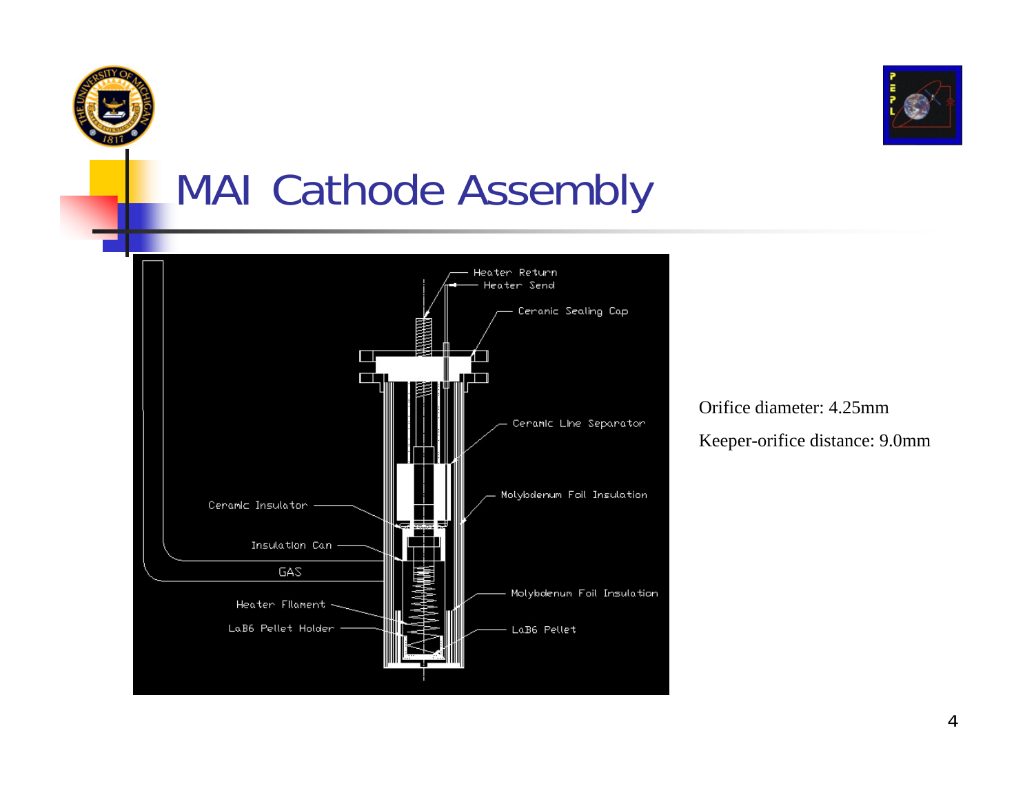# MAI Cathode Assembly

Heater Return

Heater Send

Ceramic Sealing Cap

Ceramic Line Separator

Molybdenum Foil Insulation

Ceramic Insulator

Insulation Can

GAS

Molybdenum Foil Insulation

Heater Filament

LaB6 Pellet Holder

LaB6 Pellet

Orifice diameter: 4.25mm

Keeper-orifice distance: 9.0mm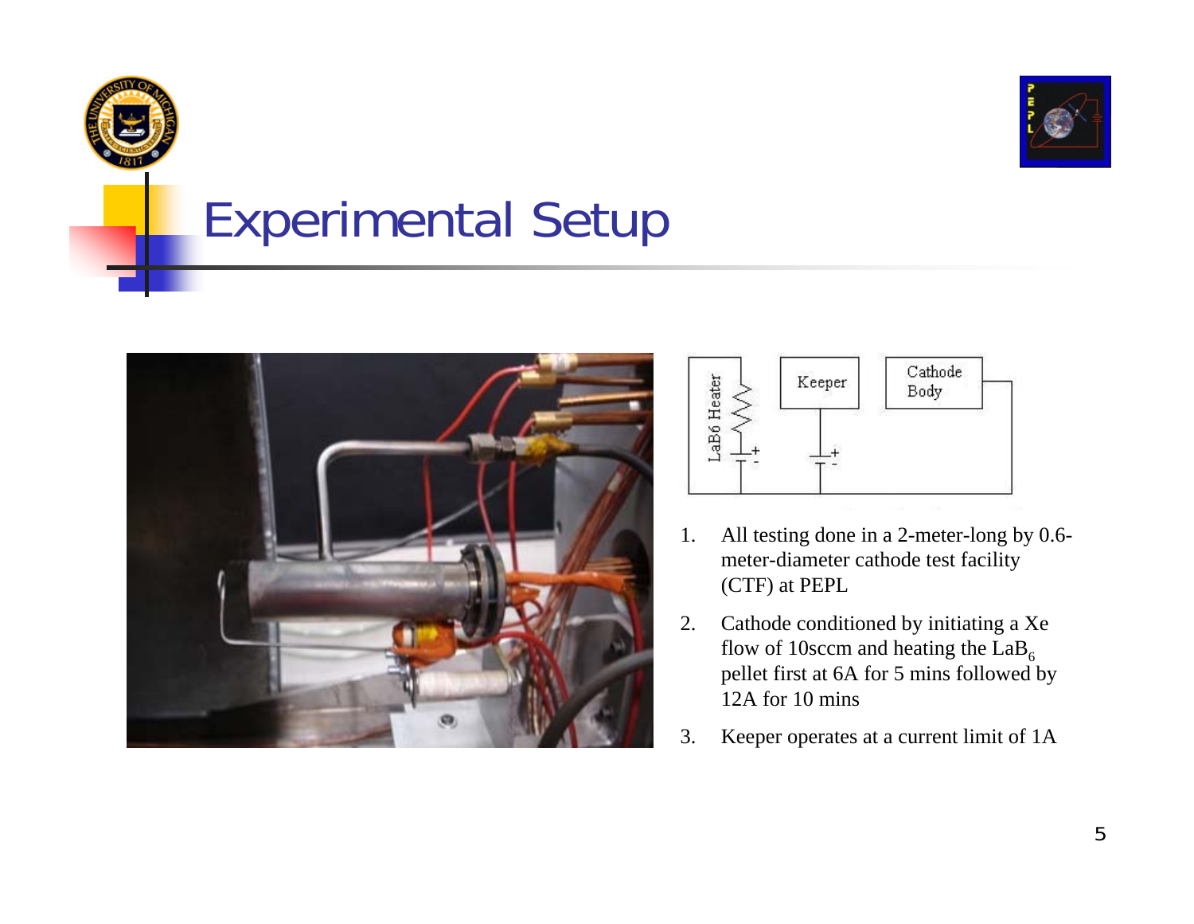# Experimental Setup

1. All testing done in a 2-meter-long by 0.6-meter-diameter cathode test facility (CTF) at PEPL
2. Cathode conditioned by initiating a Xe flow of 10sccm and heating the $LaB_6$ pellet first at 6A for 5 mins followed by 12A for 10 mins
3. Keeper operates at a current limit of 1A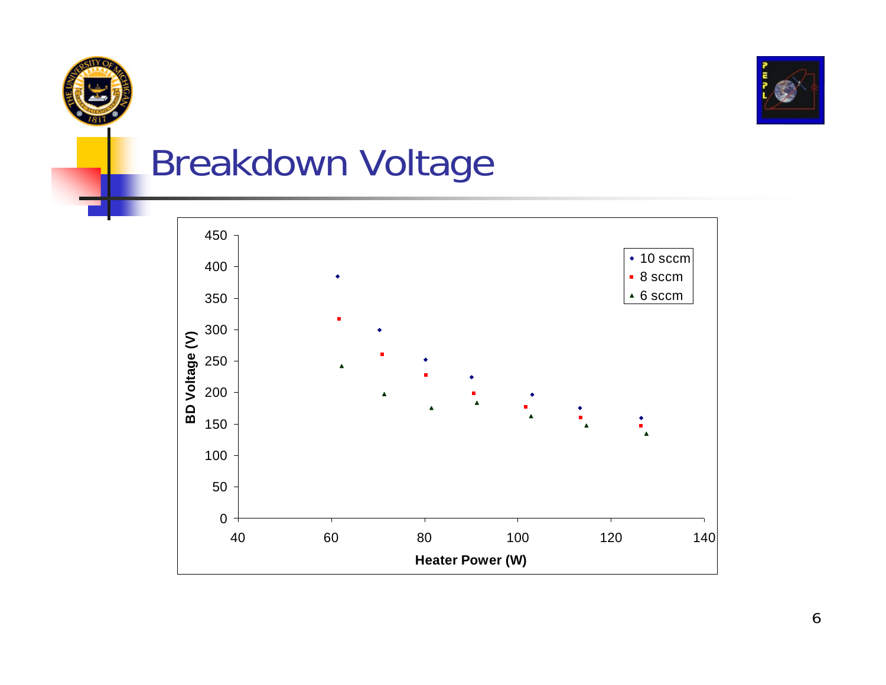# Breakdown Voltage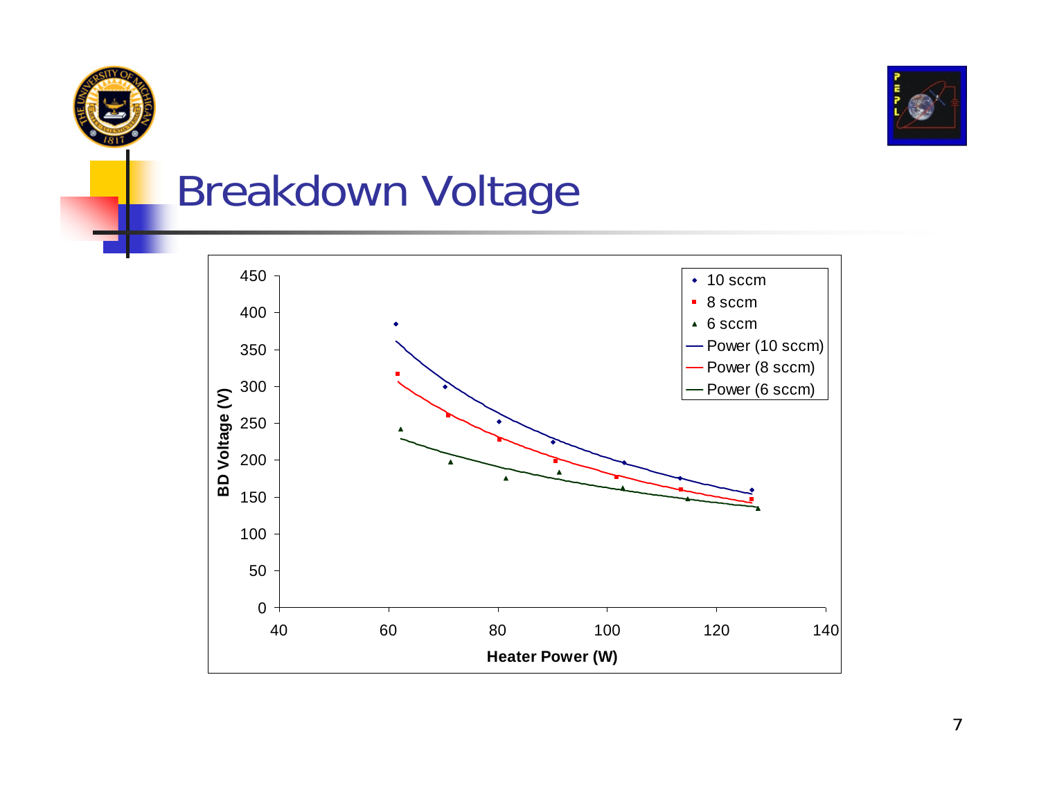# Breakdown Voltage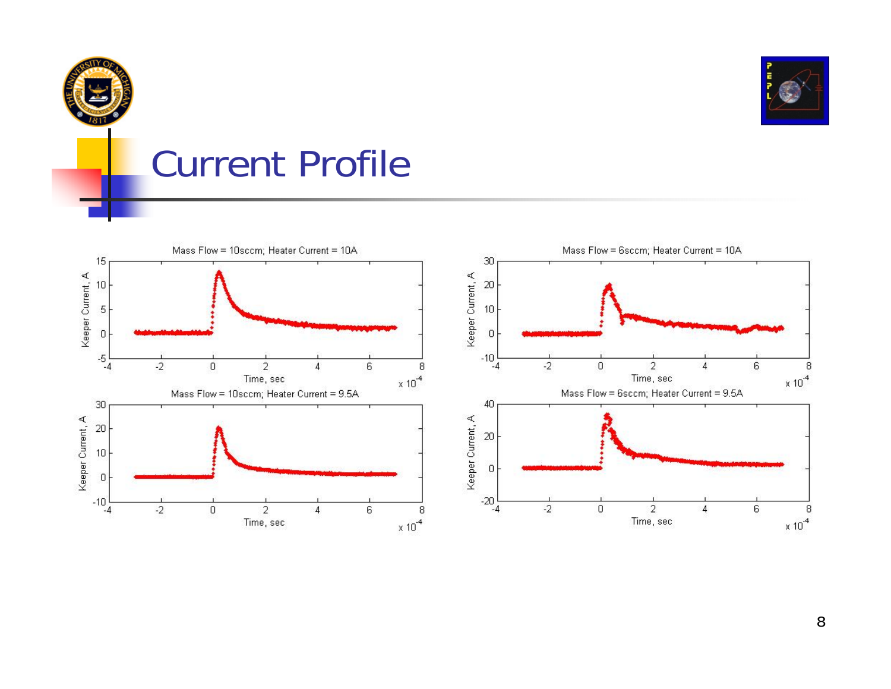# Current Profile

Mass Flow = 10sccm; Heater Current = 10A

Mass Flow = 6sccm; Heater Current = 10A

Mass Flow = 10sccm; Heater Current = 9.5A

Mass Flow = 6sccm; Heater Current = 9.5A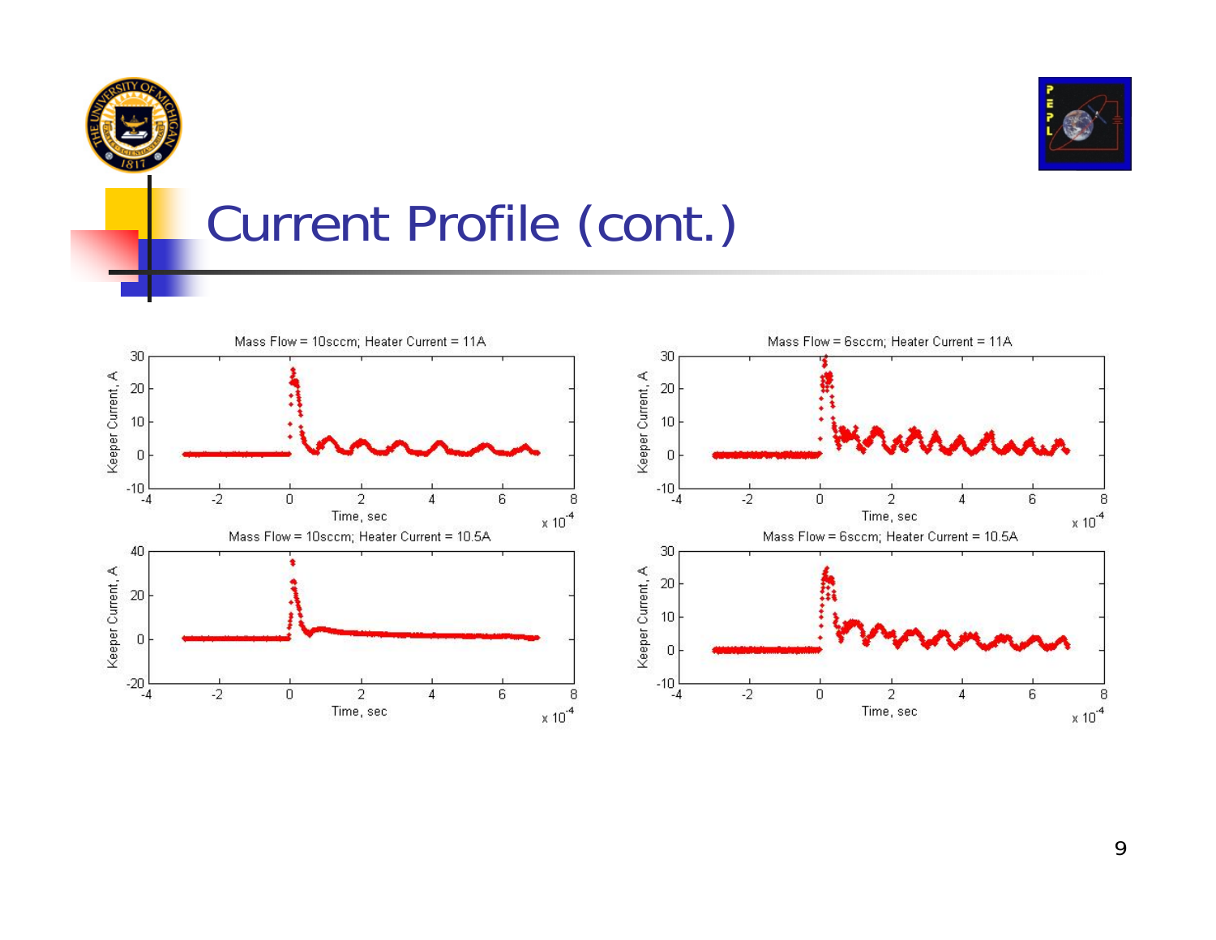# Current Profile (cont.)

Mass Flow = 10sccm; Heater Current = 11A

Mass Flow = 6sccm; Heater Current = 11A

Mass Flow = 10sccm; Heater Current = 10.5A

Mass Flow = 6sccm; Heater Current = 10.5A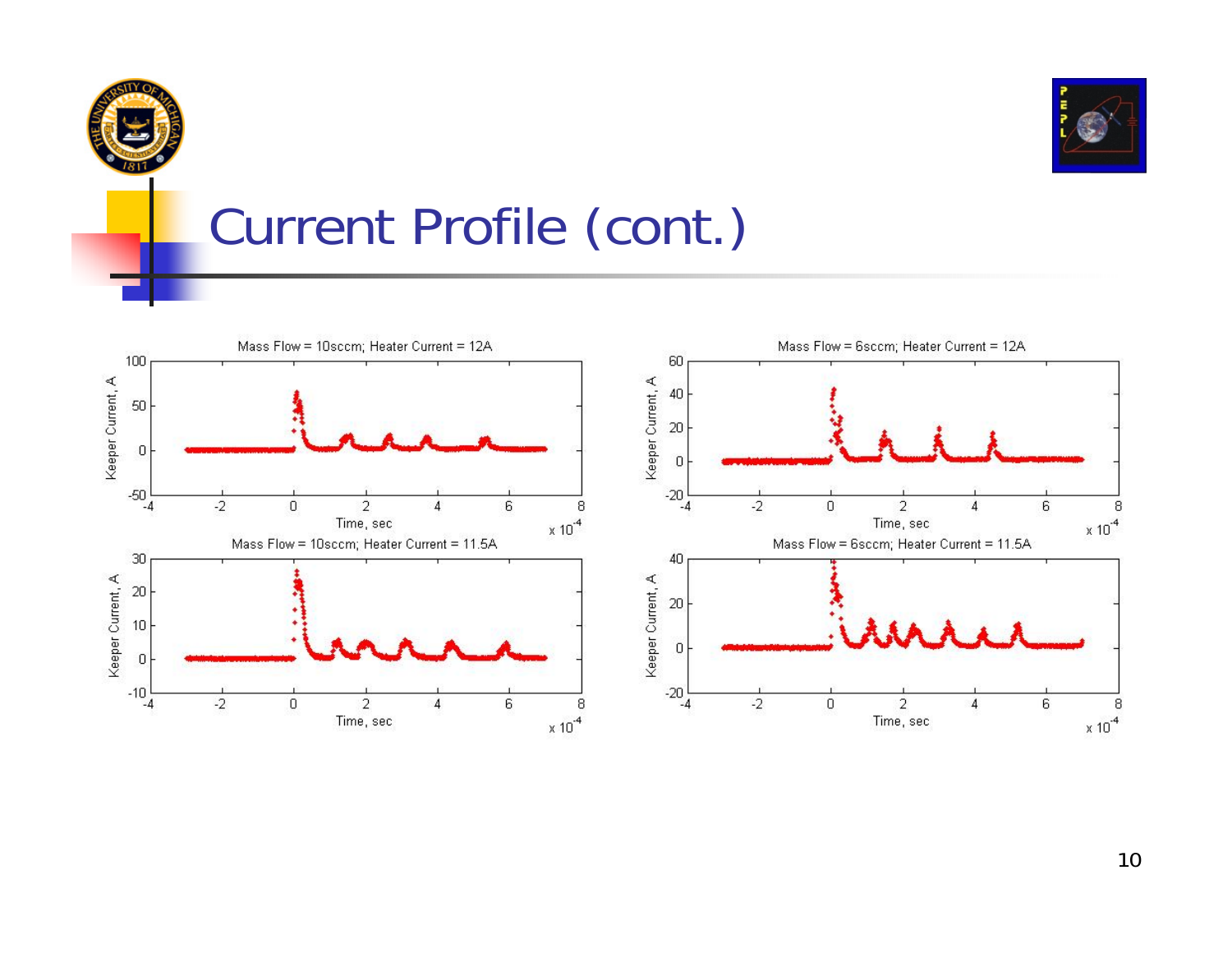# Current Profile (cont.)

Mass Flow = 10sccm; Heater Current = 12A

Mass Flow = 6sccm; Heater Current = 12A

Mass Flow = 10sccm; Heater Current = 11.5A

Mass Flow = 6sccm; Heater Current = 11.5A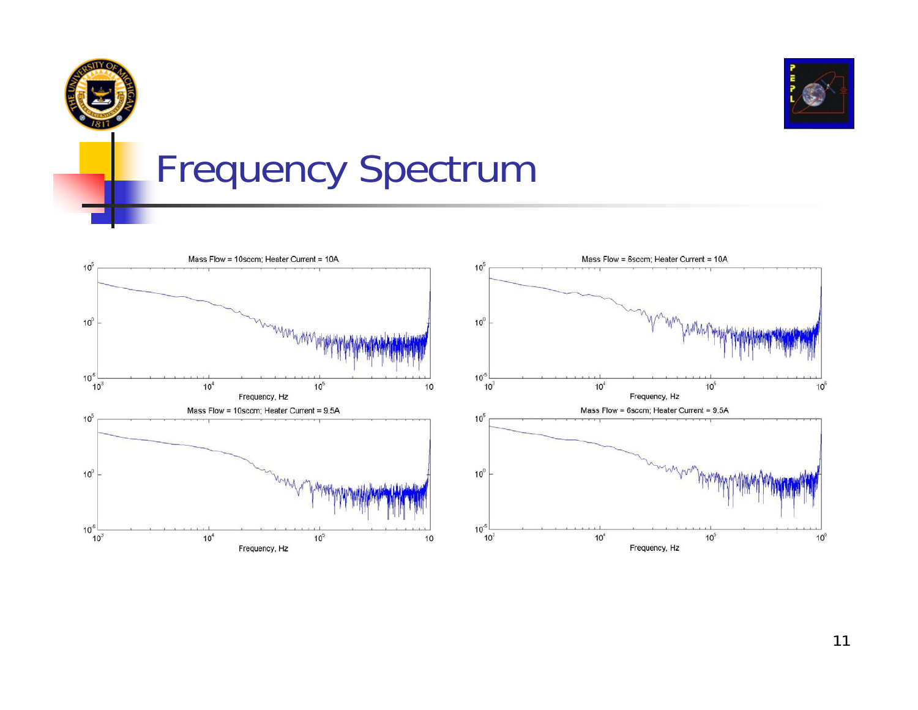# Frequency Spectrum

Mass Flow = 10sccm; Heater Current = 10A

Mass Flow = 6sccm; Heater Current = 10A

Mass Flow = 10sccm; Heater Current = 9.5A

Mass Flow = 6sccm; Heater Current = 9.5A

Frequency, Hz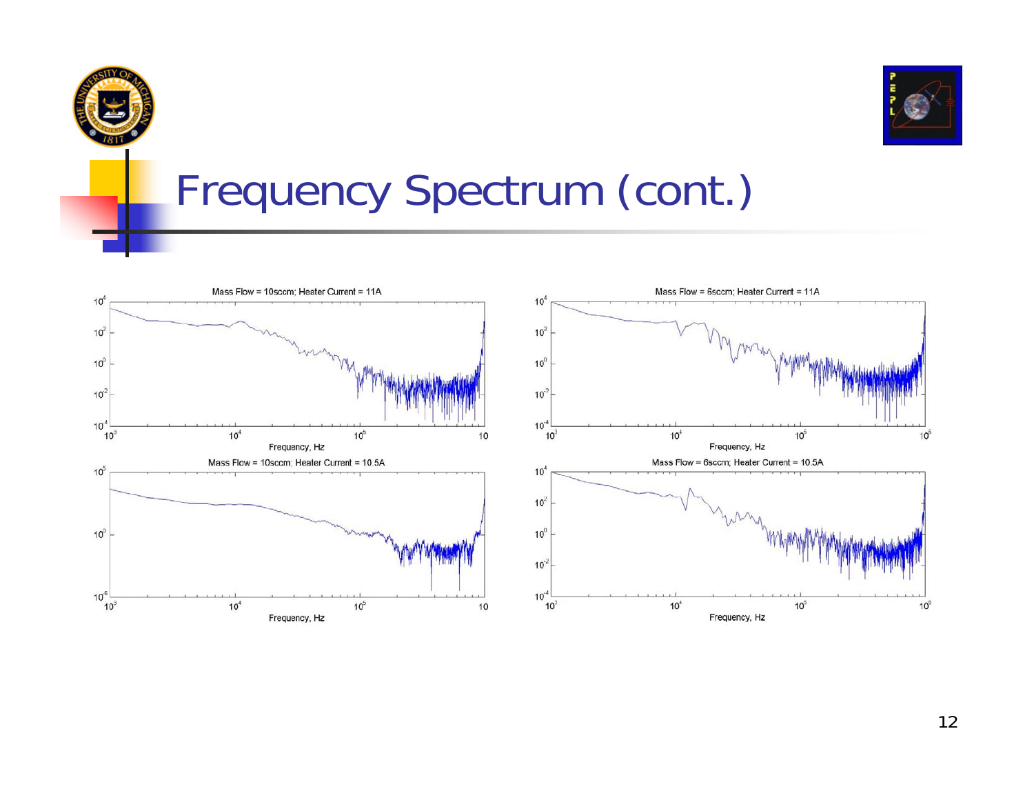# Frequency Spectrum (cont.)

Mass Flow = 10sccm; Heater Current = 11A

Mass Flow = 6sccm; Heater Current = 11A

Mass Flow = 10sccm; Heater Current = 10.5A

Mass Flow = 6sccm; Heater Current = 10.5A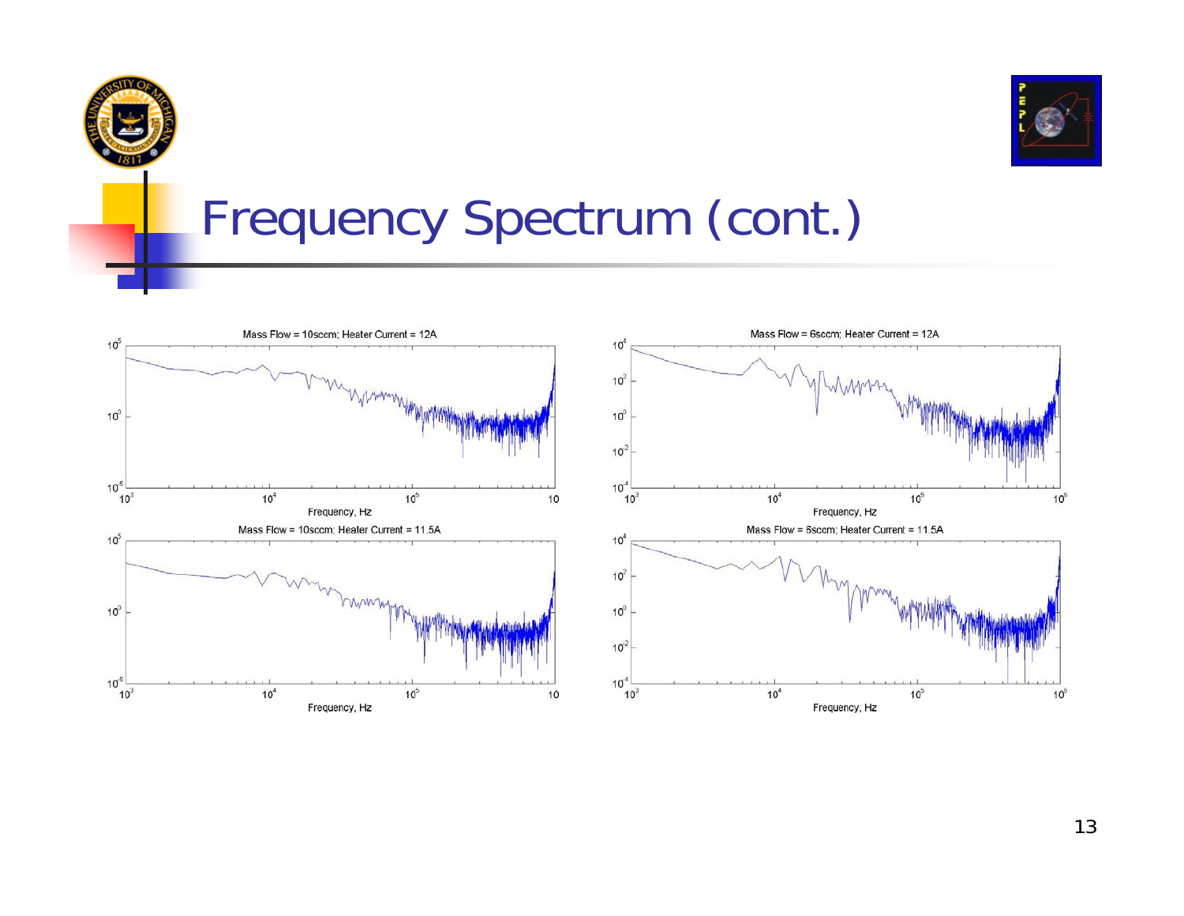# Frequency Spectrum (cont.)

Mass Flow = 10sccm; Heater Current = 12A

Mass Flow = 6sccm; Heater Current = 12A

Mass Flow = 10sccm; Heater Current = 11.5A

Mass Flow = 6sccm; Heater Current = 11.5A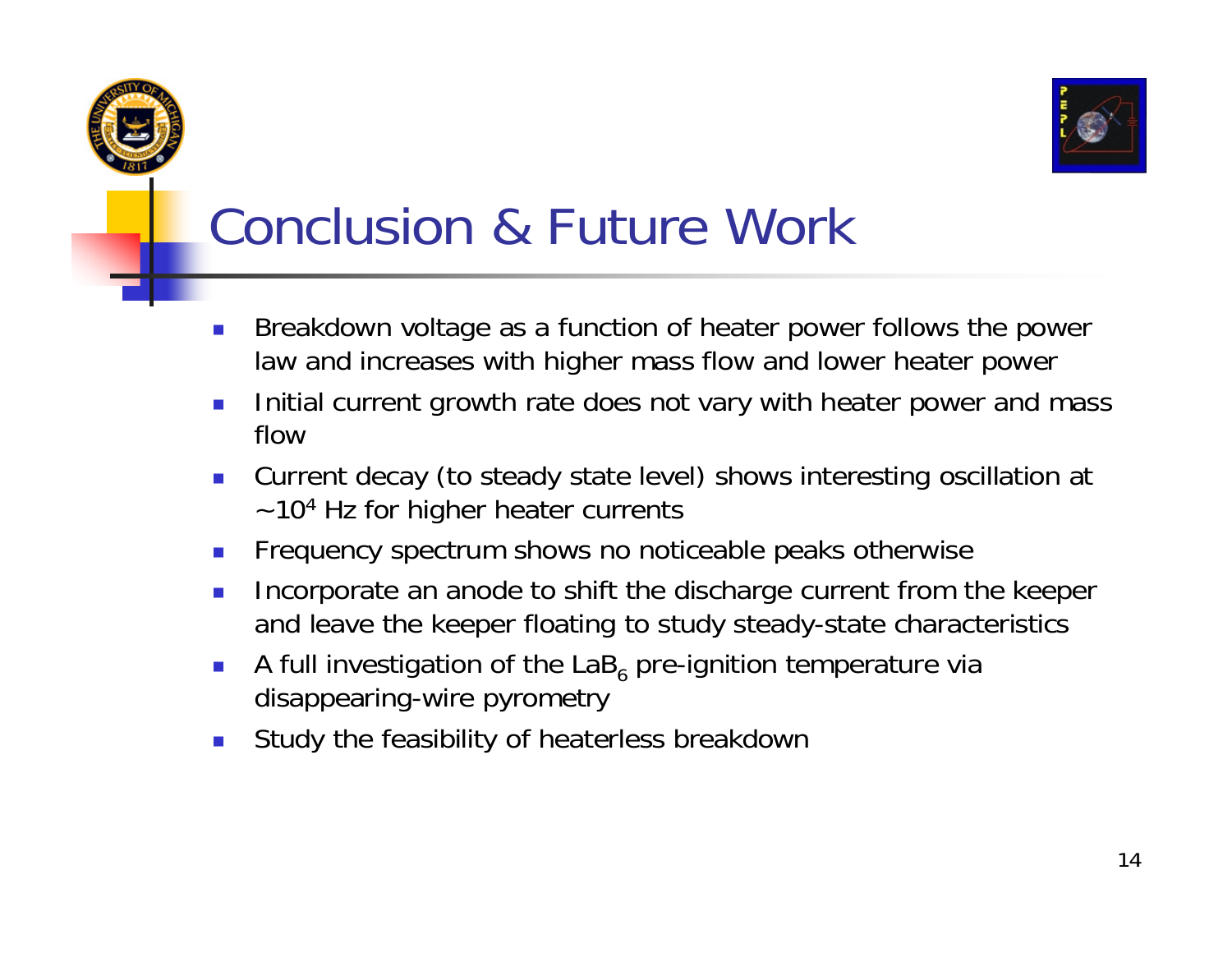# Conclusion & Future Work

- Breakdown voltage as a function of heater power follows the power law and increases with higher mass flow and lower heater power
- Initial current growth rate does not vary with heater power and mass flow
- Current decay (to steady state level) shows interesting oscillation at $\sim 10^4$ Hz for higher heater currents
- Frequency spectrum shows no noticeable peaks otherwise
- Incorporate an anode to shift the discharge current from the keeper and leave the keeper floating to study steady-state characteristics
- A full investigation of the $LaB_6$ pre-ignition temperature via disappearing-wire pyrometry
- Study the feasibility of heaterless breakdown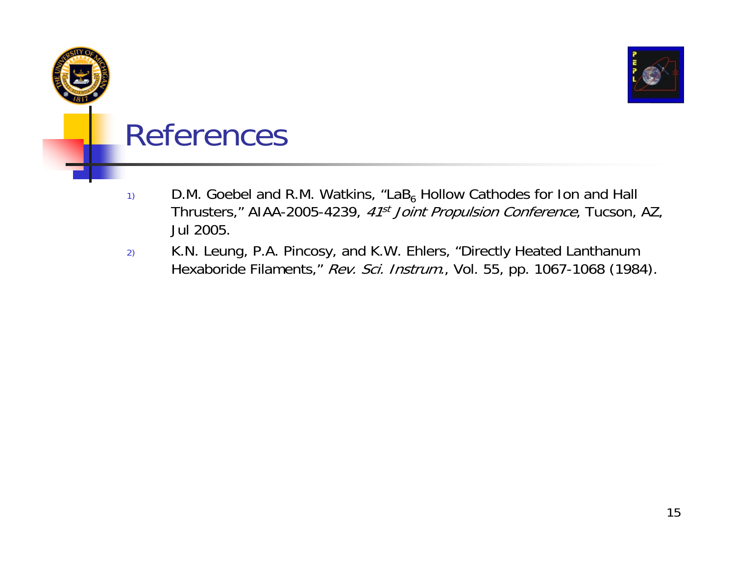# References

1) D.M. Goebel and R.M. Watkins, "$LaB_6$ Hollow Cathodes for Ion and Hall Thrusters," AIAA-2005-4239, *41st Joint Propulsion Conference*, Tucson, AZ, Jul 2005.

2) K.N. Leung, P.A. Pincosy, and K.W. Ehlers, "Directly Heated Lanthanum Hexaboride Filaments," *Rev. Sci. Instrum.*, Vol. 55, pp. 1067-1068 (1984).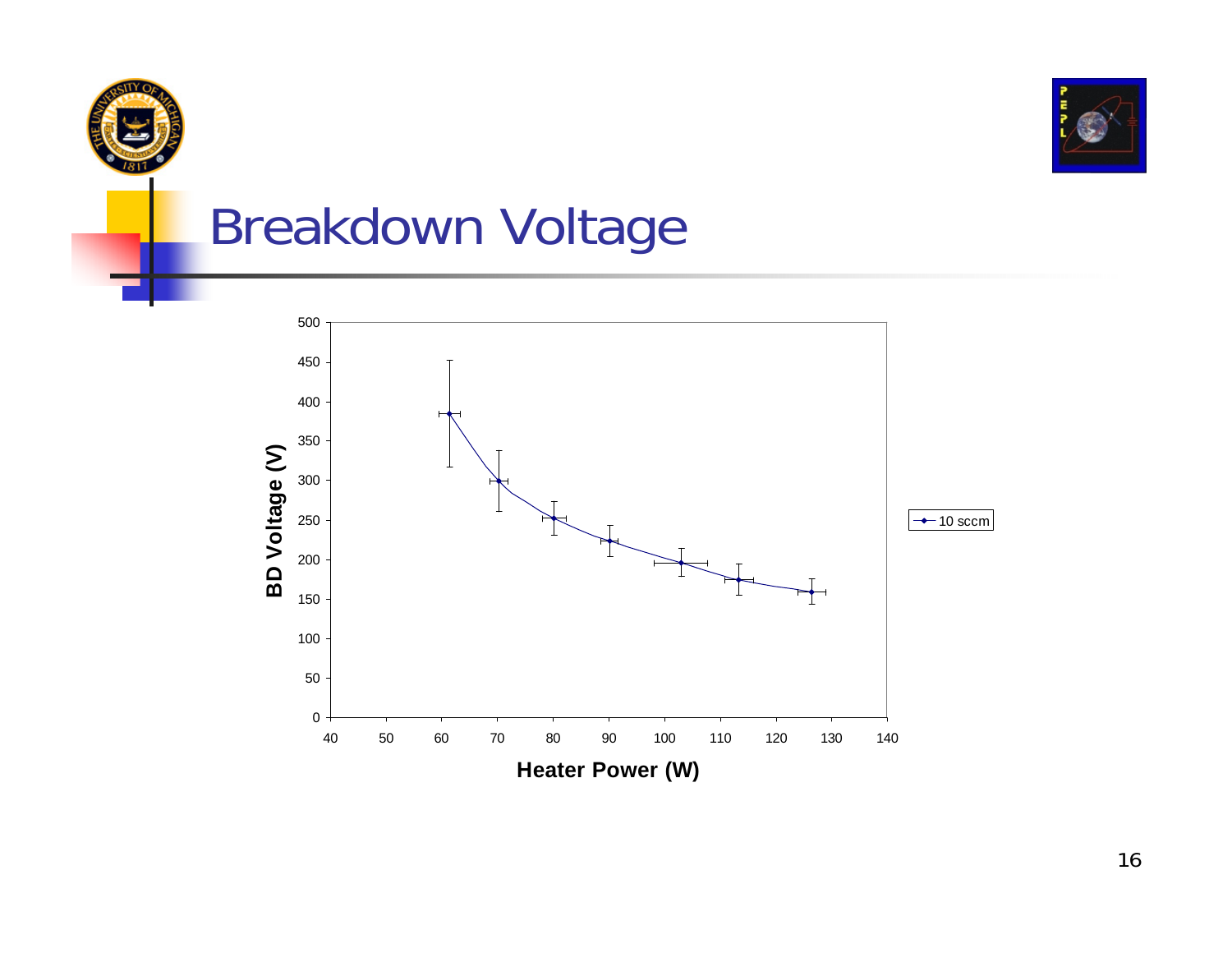# Breakdown Voltage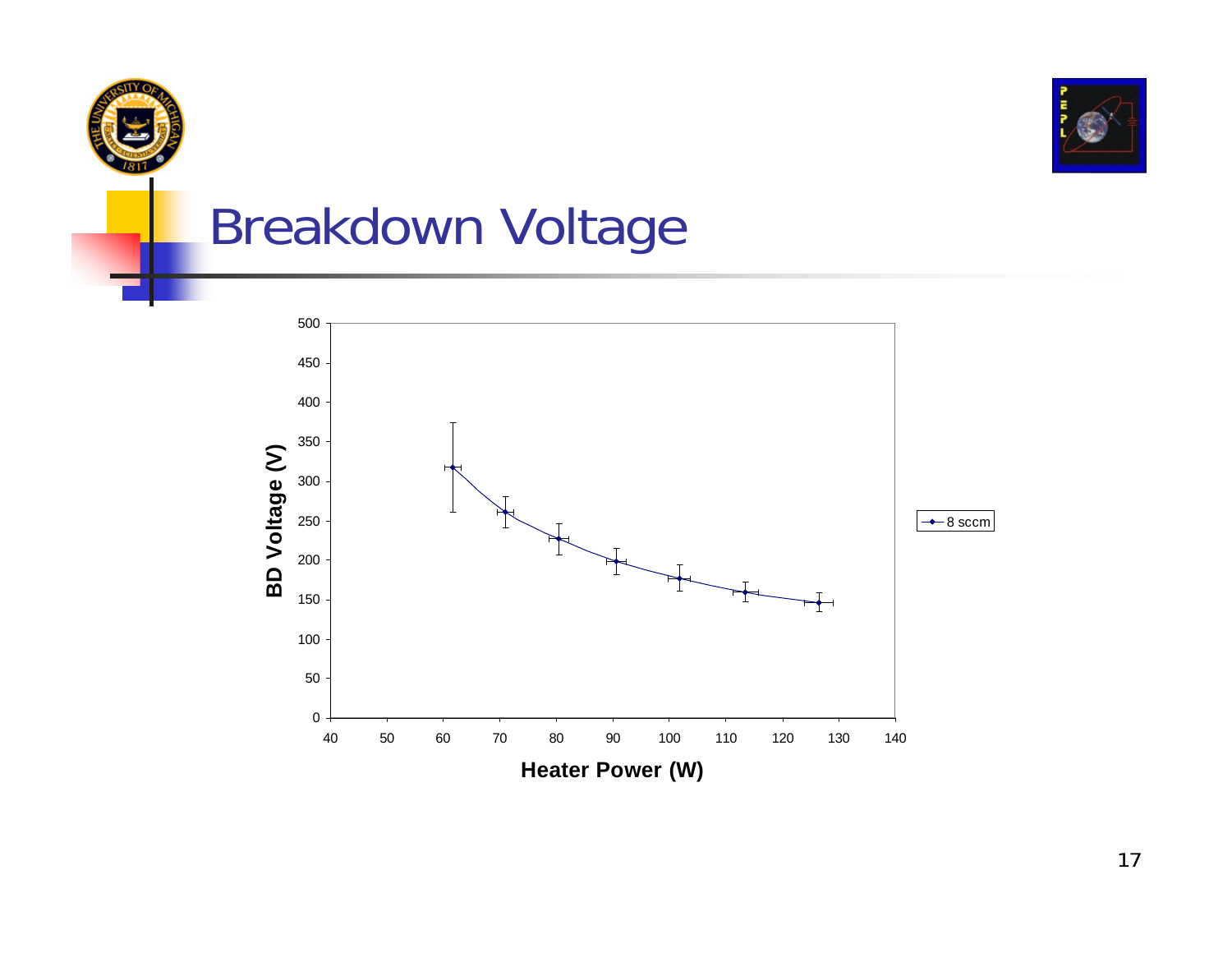# Breakdown Voltage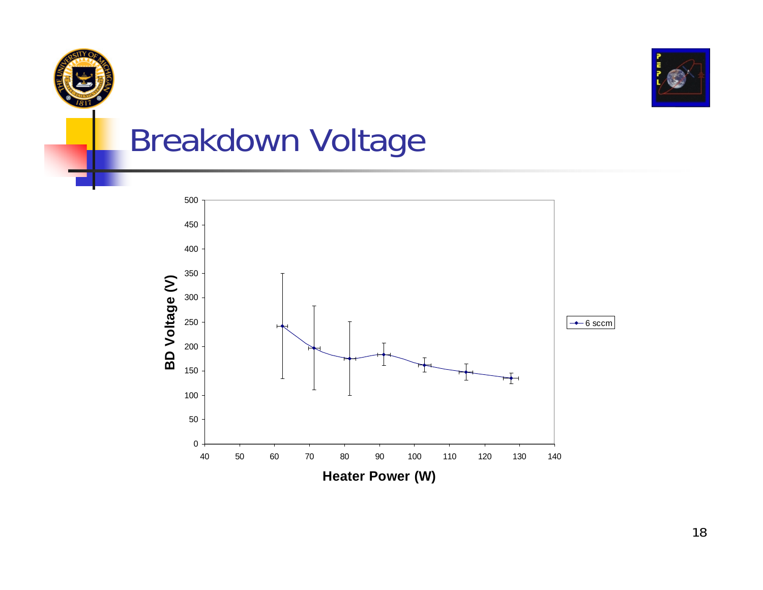# Breakdown Voltage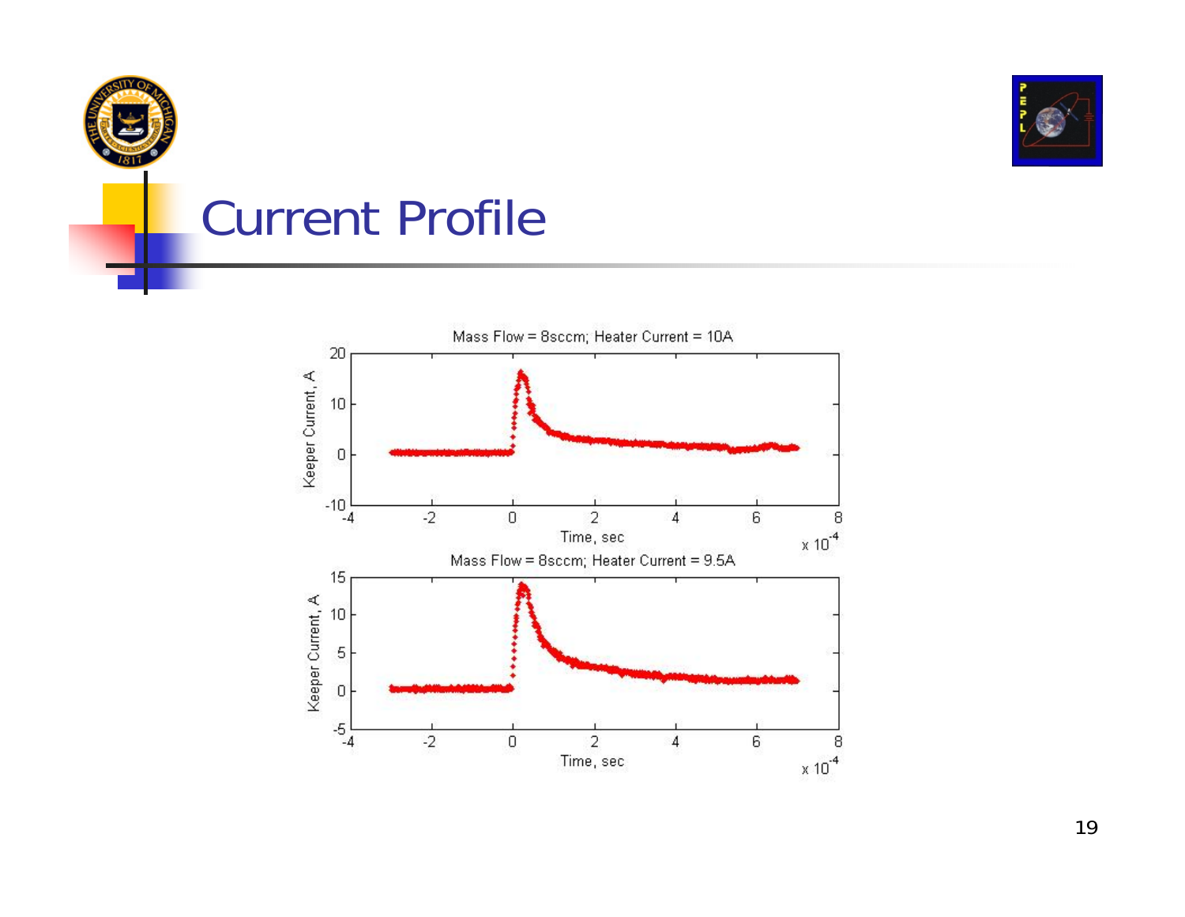# Current Profile

Mass Flow = 8sccm; Heater Current = 10A

Mass Flow = 8sccm; Heater Current = 9.5A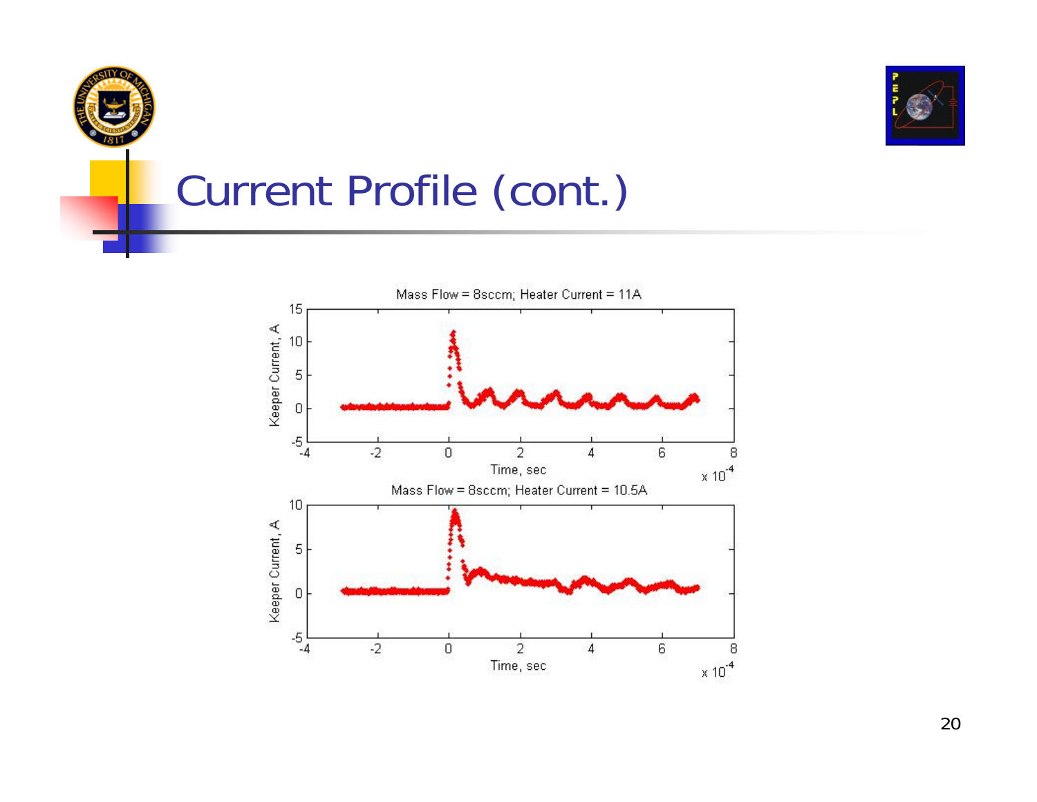# Current Profile (cont.)

Mass Flow = 8sccm; Heater Current = 11A

Mass Flow = 8sccm; Heater Current = 10.5A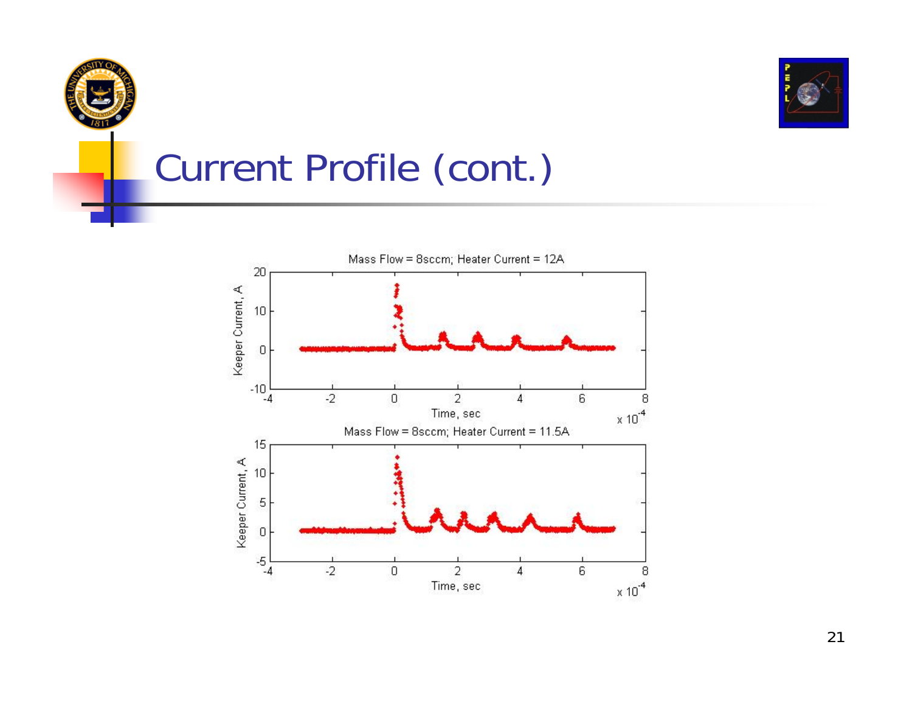# Current Profile (cont.)

Mass Flow = 8sccm; Heater Current = 12A

Keeper Current, A

20
10
0
-10

-4 -2 0 2 4 6 8

Time, sec

x $10^{-4}$

Mass Flow = 8sccm; Heater Current = 11.5A

Keeper Current, A

15
10
5
0
-5

-4 -2 0 2 4 6 8

Time, sec

x $10^{-4}$